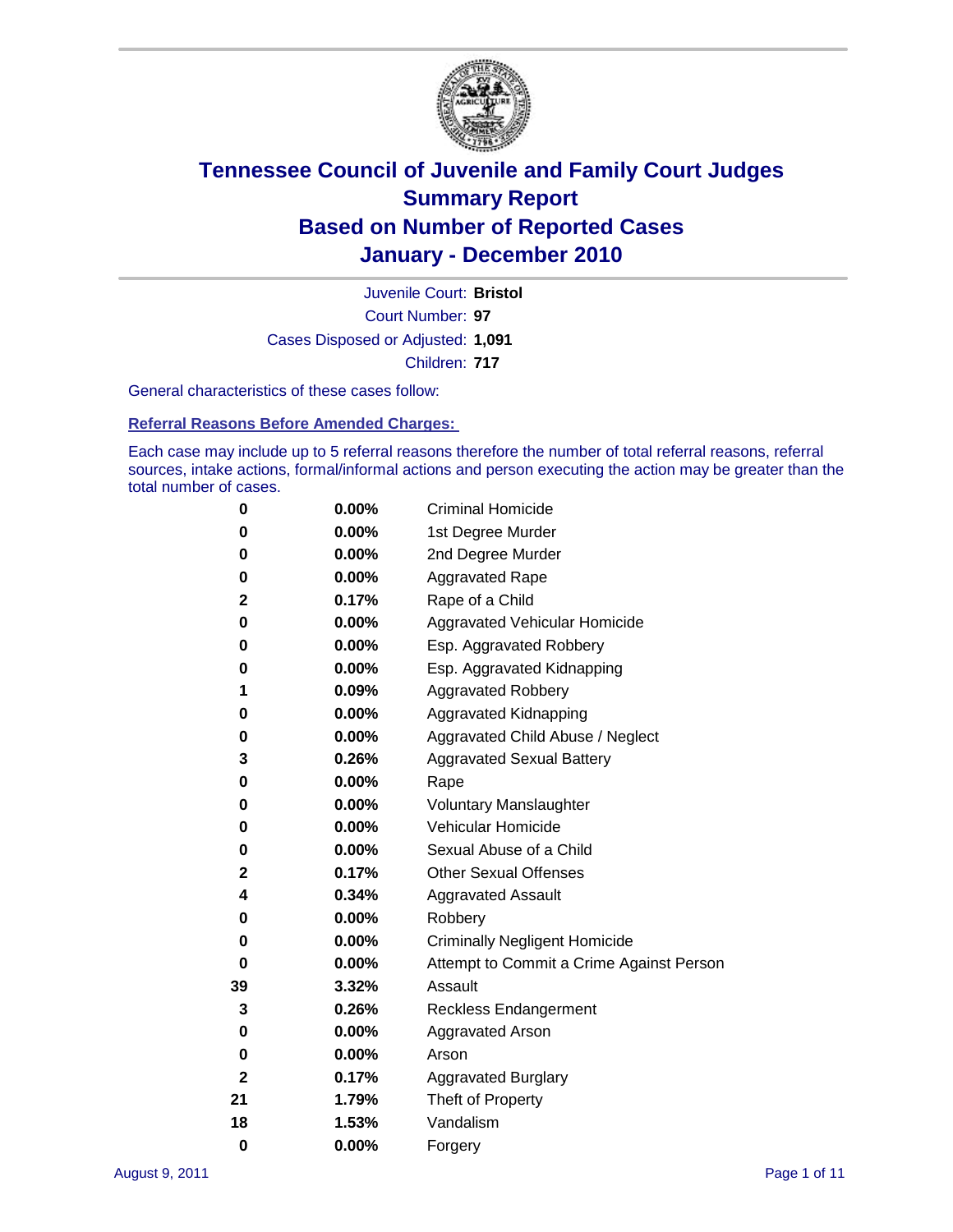# Tennessee Council of Juvenile and Family Court Judges
# Summary Report
# Based on Number of Reported Cases
# January - December 2010

Juvenile Court: **Bristol**

Court Number: **97**

Cases Disposed or Adjusted: **1,091**

Children: **717**

General characteristics of these cases follow:

## Referral Reasons Before Amended Charges:

Each case may include up to 5 referral reasons therefore the number of total referral reasons, referral sources, intake actions, formal/informal actions and person executing the action may be greater than the total number of cases.

| Count | Percent | Referral Reason |
|---|---|---|
| 0 | 0.00% | Criminal Homicide |
| 0 | 0.00% | 1st Degree Murder |
| 0 | 0.00% | 2nd Degree Murder |
| 0 | 0.00% | Aggravated Rape |
| 2 | 0.17% | Rape of a Child |
| 0 | 0.00% | Aggravated Vehicular Homicide |
| 0 | 0.00% | Esp. Aggravated Robbery |
| 0 | 0.00% | Esp. Aggravated Kidnapping |
| 1 | 0.09% | Aggravated Robbery |
| 0 | 0.00% | Aggravated Kidnapping |
| 0 | 0.00% | Aggravated Child Abuse / Neglect |
| 3 | 0.26% | Aggravated Sexual Battery |
| 0 | 0.00% | Rape |
| 0 | 0.00% | Voluntary Manslaughter |
| 0 | 0.00% | Vehicular Homicide |
| 0 | 0.00% | Sexual Abuse of a Child |
| 2 | 0.17% | Other Sexual Offenses |
| 4 | 0.34% | Aggravated Assault |
| 0 | 0.00% | Robbery |
| 0 | 0.00% | Criminally Negligent Homicide |
| 0 | 0.00% | Attempt to Commit a Crime Against Person |
| 39 | 3.32% | Assault |
| 3 | 0.26% | Reckless Endangerment |
| 0 | 0.00% | Aggravated Arson |
| 0 | 0.00% | Arson |
| 2 | 0.17% | Aggravated Burglary |
| 21 | 1.79% | Theft of Property |
| 18 | 1.53% | Vandalism |
| 0 | 0.00% | Forgery |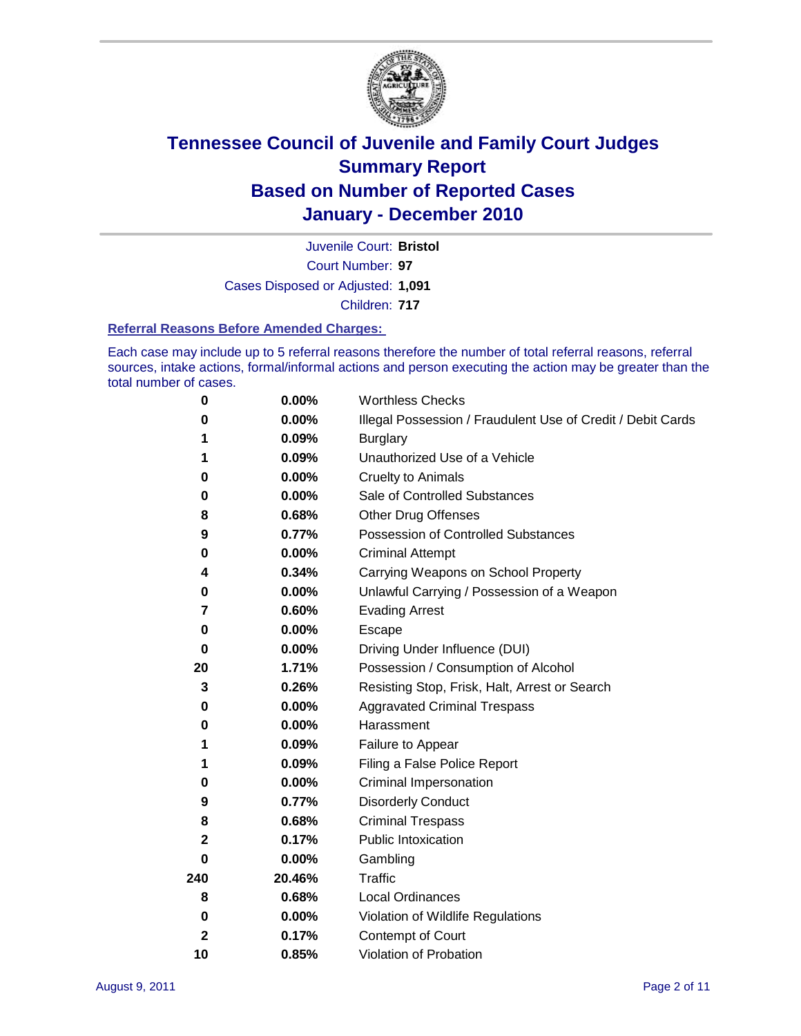# Tennessee Council of Juvenile and Family Court Judges
# Summary Report
# Based on Number of Reported Cases
# January - December 2010

Juvenile Court: **Bristol**

Court Number: **97**

Cases Disposed or Adjusted: **1,091**

Children: **717**

### Referral Reasons Before Amended Charges:

Each case may include up to 5 referral reasons therefore the number of total referral reasons, referral sources, intake actions, formal/informal actions and person executing the action may be greater than the total number of cases.

| | | |
|---|---|---|
| 0 | 0.00% | Worthless Checks |
| 0 | 0.00% | Illegal Possession / Fraudulent Use of Credit / Debit Cards |
| 1 | 0.09% | Burglary |
| 1 | 0.09% | Unauthorized Use of a Vehicle |
| 0 | 0.00% | Cruelty to Animals |
| 0 | 0.00% | Sale of Controlled Substances |
| 8 | 0.68% | Other Drug Offenses |
| 9 | 0.77% | Possession of Controlled Substances |
| 0 | 0.00% | Criminal Attempt |
| 4 | 0.34% | Carrying Weapons on School Property |
| 0 | 0.00% | Unlawful Carrying / Possession of a Weapon |
| 7 | 0.60% | Evading Arrest |
| 0 | 0.00% | Escape |
| 0 | 0.00% | Driving Under Influence (DUI) |
| 20 | 1.71% | Possession / Consumption of Alcohol |
| 3 | 0.26% | Resisting Stop, Frisk, Halt, Arrest or Search |
| 0 | 0.00% | Aggravated Criminal Trespass |
| 0 | 0.00% | Harassment |
| 1 | 0.09% | Failure to Appear |
| 1 | 0.09% | Filing a False Police Report |
| 0 | 0.00% | Criminal Impersonation |
| 9 | 0.77% | Disorderly Conduct |
| 8 | 0.68% | Criminal Trespass |
| 2 | 0.17% | Public Intoxication |
| 0 | 0.00% | Gambling |
| 240 | 20.46% | Traffic |
| 8 | 0.68% | Local Ordinances |
| 0 | 0.00% | Violation of Wildlife Regulations |
| 2 | 0.17% | Contempt of Court |
| 10 | 0.85% | Violation of Probation |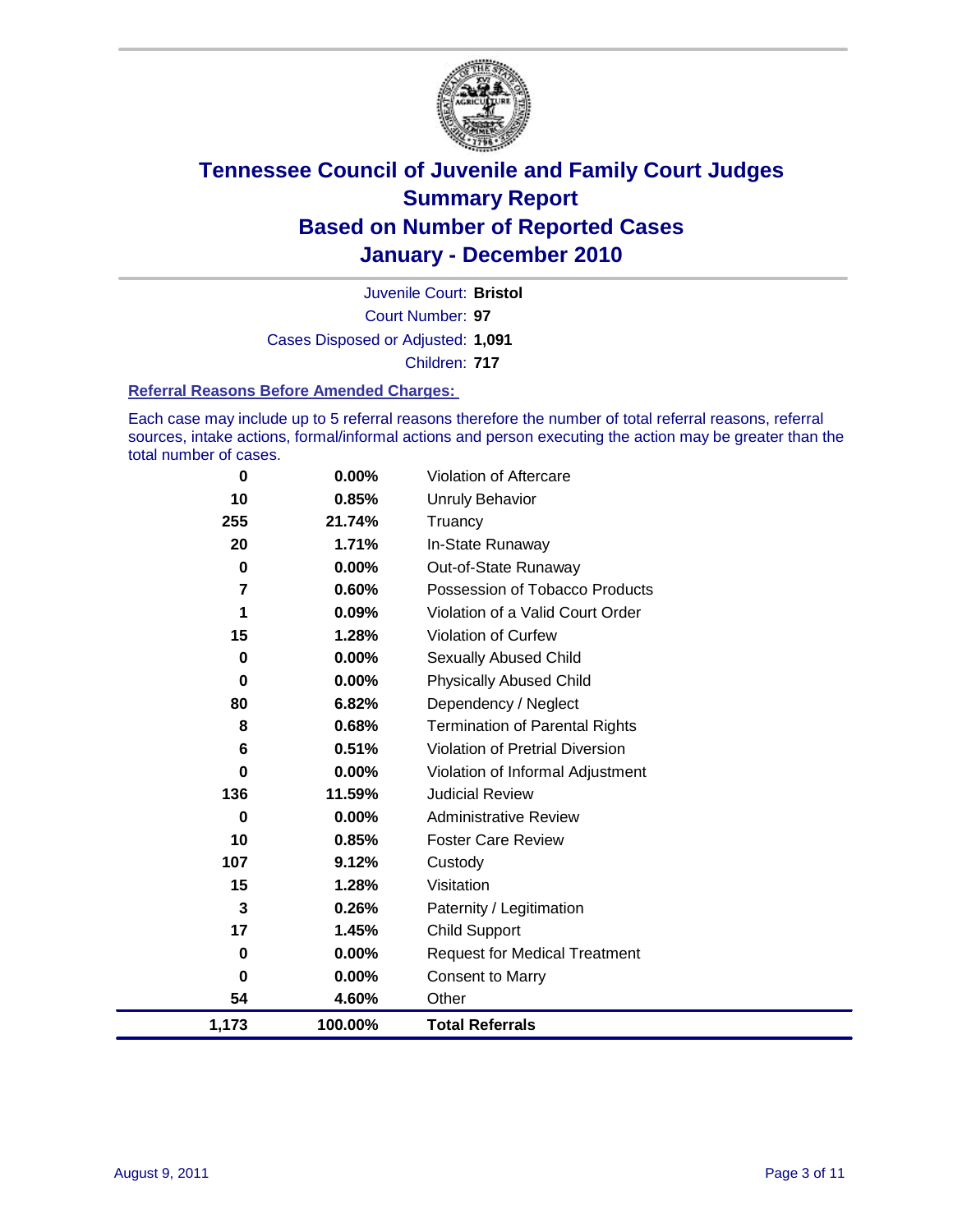# Tennessee Council of Juvenile and Family Court Judges
## Summary Report
## Based on Number of Reported Cases
## January - December 2010

Juvenile Court: **Bristol**

Court Number: **97**

Cases Disposed or Adjusted: **1,091**

Children: **717**

### Referral Reasons Before Amended Charges:

Each case may include up to 5 referral reasons therefore the number of total referral reasons, referral sources, intake actions, formal/informal actions and person executing the action may be greater than the total number of cases.

| Count | Percent | Referral Reason |
|---|---|---|
| 0 | 0.00% | Violation of Aftercare |
| 10 | 0.85% | Unruly Behavior |
| 255 | 21.74% | Truancy |
| 20 | 1.71% | In-State Runaway |
| 0 | 0.00% | Out-of-State Runaway |
| 7 | 0.60% | Possession of Tobacco Products |
| 1 | 0.09% | Violation of a Valid Court Order |
| 15 | 1.28% | Violation of Curfew |
| 0 | 0.00% | Sexually Abused Child |
| 0 | 0.00% | Physically Abused Child |
| 80 | 6.82% | Dependency / Neglect |
| 8 | 0.68% | Termination of Parental Rights |
| 6 | 0.51% | Violation of Pretrial Diversion |
| 0 | 0.00% | Violation of Informal Adjustment |
| 136 | 11.59% | Judicial Review |
| 0 | 0.00% | Administrative Review |
| 10 | 0.85% | Foster Care Review |
| 107 | 9.12% | Custody |
| 15 | 1.28% | Visitation |
| 3 | 0.26% | Paternity / Legitimation |
| 17 | 1.45% | Child Support |
| 0 | 0.00% | Request for Medical Treatment |
| 0 | 0.00% | Consent to Marry |
| 54 | 4.60% | Other |
| **1,173** | **100.00%** | **Total Referrals** |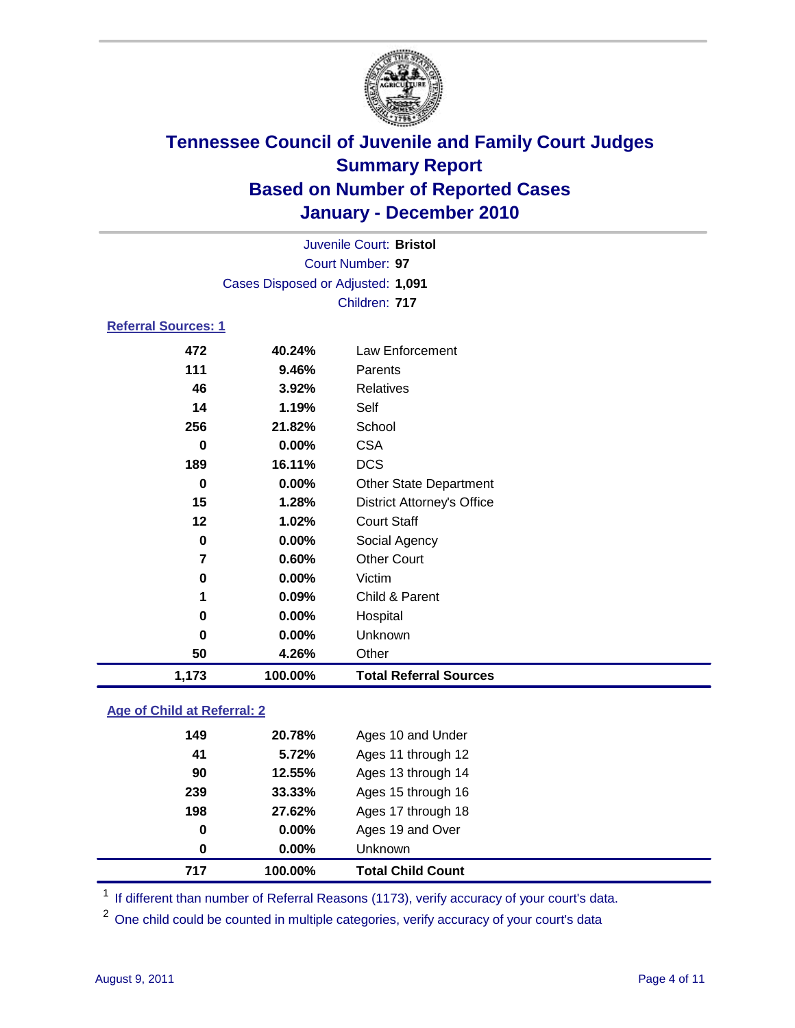# Tennessee Council of Juvenile and Family Court Judges
## Summary Report
## Based on Number of Reported Cases
## January - December 2010

Juvenile Court: **Bristol**

Court Number: **97**

Cases Disposed or Adjusted: **1,091**

Children: **717**

### Referral Sources: 1

| | | |
|---|---|---|
| 472 | 40.24% | Law Enforcement |
| 111 | 9.46% | Parents |
| 46 | 3.92% | Relatives |
| 14 | 1.19% | Self |
| 256 | 21.82% | School |
| 0 | 0.00% | CSA |
| 189 | 16.11% | DCS |
| 0 | 0.00% | Other State Department |
| 15 | 1.28% | District Attorney's Office |
| 12 | 1.02% | Court Staff |
| 0 | 0.00% | Social Agency |
| 7 | 0.60% | Other Court |
| 0 | 0.00% | Victim |
| 1 | 0.09% | Child & Parent |
| 0 | 0.00% | Hospital |
| 0 | 0.00% | Unknown |
| 50 | 4.26% | Other |
| **1,173** | **100.00%** | **Total Referral Sources** |

### Age of Child at Referral: 2

| | | |
|---|---|---|
| 149 | 20.78% | Ages 10 and Under |
| 41 | 5.72% | Ages 11 through 12 |
| 90 | 12.55% | Ages 13 through 14 |
| 239 | 33.33% | Ages 15 through 16 |
| 198 | 27.62% | Ages 17 through 18 |
| 0 | 0.00% | Ages 19 and Over |
| 0 | 0.00% | Unknown |
| **717** | **100.00%** | **Total Child Count** |

[1] If different than number of Referral Reasons (1173), verify accuracy of your court's data.

[2] One child could be counted in multiple categories, verify accuracy of your court's data

August 9, 2011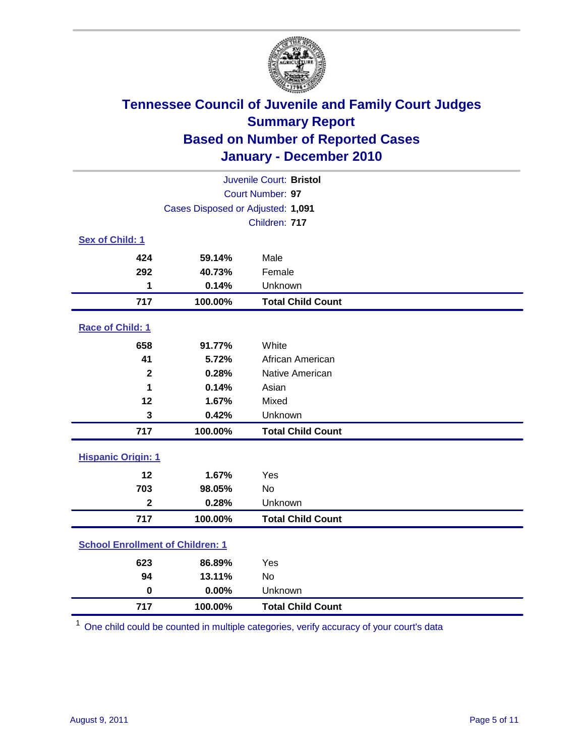# Tennessee Council of Juvenile and Family Court Judges
## Summary Report
## Based on Number of Reported Cases
## January - December 2010

Juvenile Court: **Bristol**
Court Number: **97**
Cases Disposed or Adjusted: **1,091**
Children: **717**

### Sex of Child: 1

| | | |
|---|---|---|
| 424 | 59.14% | Male |
| 292 | 40.73% | Female |
| 1 | 0.14% | Unknown |
| **717** | **100.00%** | **Total Child Count** |

### Race of Child: 1

| | | |
|---|---|---|
| 658 | 91.77% | White |
| 41 | 5.72% | African American |
| 2 | 0.28% | Native American |
| 1 | 0.14% | Asian |
| 12 | 1.67% | Mixed |
| 3 | 0.42% | Unknown |
| **717** | **100.00%** | **Total Child Count** |

### Hispanic Origin: 1

| | | |
|---|---|---|
| 12 | 1.67% | Yes |
| 703 | 98.05% | No |
| 2 | 0.28% | Unknown |
| **717** | **100.00%** | **Total Child Count** |

### School Enrollment of Children: 1

| | | |
|---|---|---|
| 623 | 86.89% | Yes |
| 94 | 13.11% | No |
| 0 | 0.00% | Unknown |
| **717** | **100.00%** | **Total Child Count** |

[1] One child could be counted in multiple categories, verify accuracy of your court's data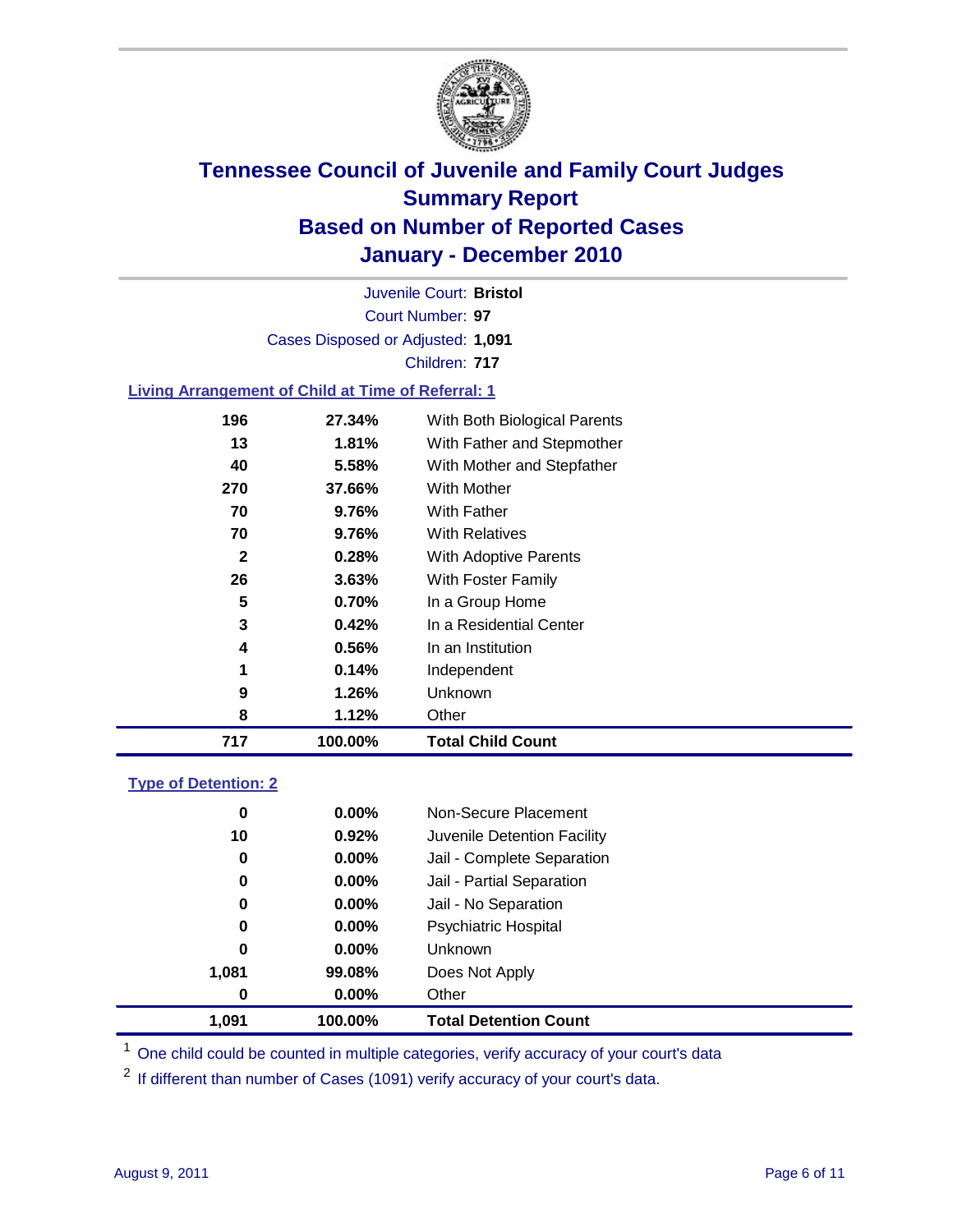# Tennessee Council of Juvenile and Family Court Judges
## Summary Report
## Based on Number of Reported Cases
## January - December 2010

Juvenile Court: **Bristol**
Court Number: **97**
Cases Disposed or Adjusted: **1,091**
Children: **717**

### Living Arrangement of Child at Time of Referral: 1

| | | |
|---|---|---|
| 196 | 27.34% | With Both Biological Parents |
| 13 | 1.81% | With Father and Stepmother |
| 40 | 5.58% | With Mother and Stepfather |
| 270 | 37.66% | With Mother |
| 70 | 9.76% | With Father |
| 70 | 9.76% | With Relatives |
| 2 | 0.28% | With Adoptive Parents |
| 26 | 3.63% | With Foster Family |
| 5 | 0.70% | In a Group Home |
| 3 | 0.42% | In a Residential Center |
| 4 | 0.56% | In an Institution |
| 1 | 0.14% | Independent |
| 9 | 1.26% | Unknown |
| 8 | 1.12% | Other |
| **717** | **100.00%** | **Total Child Count** |

### Type of Detention: 2

| | | |
|---|---|---|
| 0 | 0.00% | Non-Secure Placement |
| 10 | 0.92% | Juvenile Detention Facility |
| 0 | 0.00% | Jail - Complete Separation |
| 0 | 0.00% | Jail - Partial Separation |
| 0 | 0.00% | Jail - No Separation |
| 0 | 0.00% | Psychiatric Hospital |
| 0 | 0.00% | Unknown |
| 1,081 | 99.08% | Does Not Apply |
| 0 | 0.00% | Other |
| **1,091** | **100.00%** | **Total Detention Count** |

[1] One child could be counted in multiple categories, verify accuracy of your court's data

[2] If different than number of Cases (1091) verify accuracy of your court's data.

August 9, 2011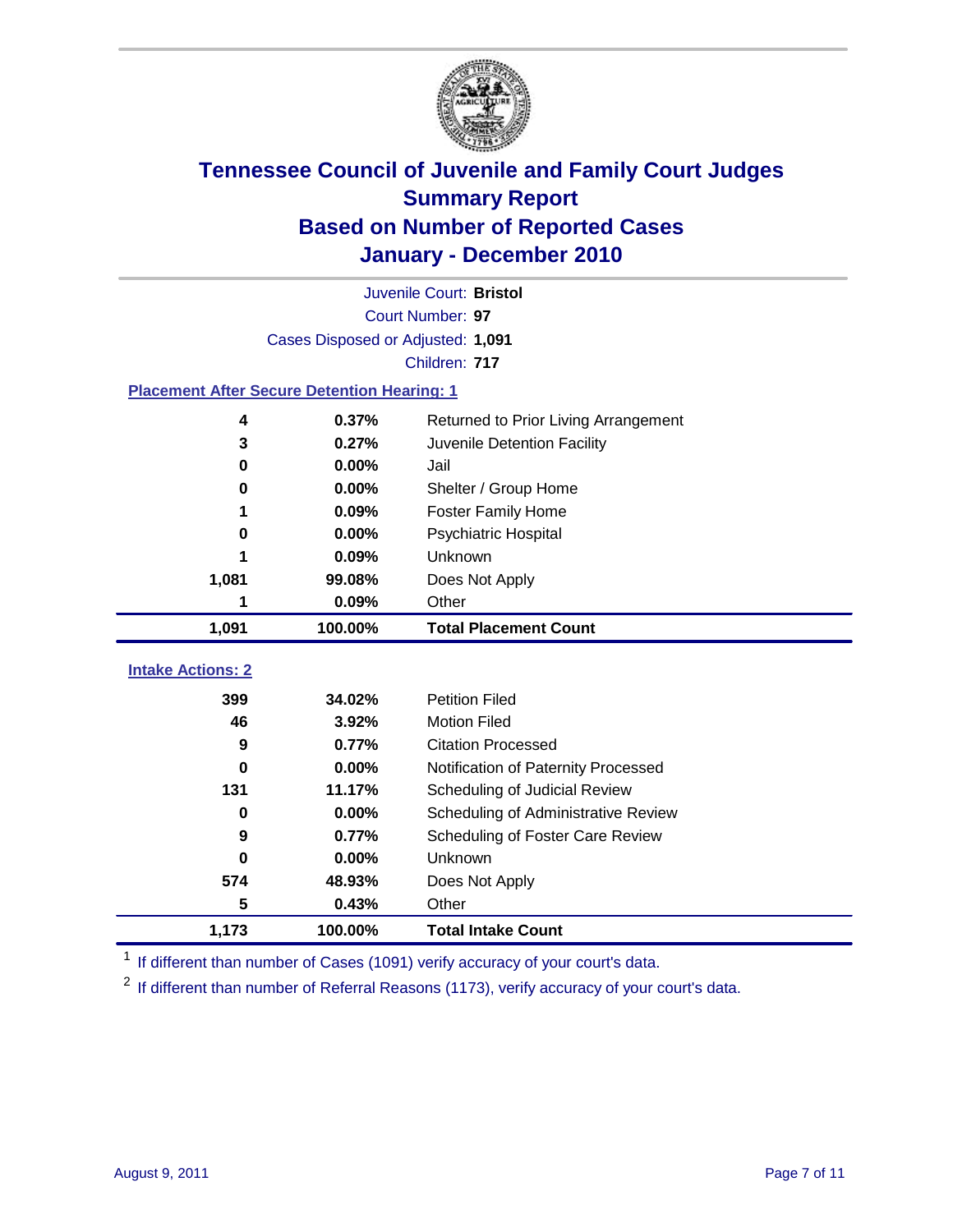# Tennessee Council of Juvenile and Family Court Judges
## Summary Report
## Based on Number of Reported Cases
## January - December 2010

Juvenile Court: **Bristol**

Court Number: **97**

Cases Disposed or Adjusted: **1,091**

Children: **717**

### Placement After Secure Detention Hearing: 1

| | | |
|---|---|---|
| 4 | 0.37% | Returned to Prior Living Arrangement |
| 3 | 0.27% | Juvenile Detention Facility |
| 0 | 0.00% | Jail |
| 0 | 0.00% | Shelter / Group Home |
| 1 | 0.09% | Foster Family Home |
| 0 | 0.00% | Psychiatric Hospital |
| 1 | 0.09% | Unknown |
| 1,081 | 99.08% | Does Not Apply |
| 1 | 0.09% | Other |
| **1,091** | **100.00%** | **Total Placement Count** |

### Intake Actions: 2

| | | |
|---|---|---|
| 399 | 34.02% | Petition Filed |
| 46 | 3.92% | Motion Filed |
| 9 | 0.77% | Citation Processed |
| 0 | 0.00% | Notification of Paternity Processed |
| 131 | 11.17% | Scheduling of Judicial Review |
| 0 | 0.00% | Scheduling of Administrative Review |
| 9 | 0.77% | Scheduling of Foster Care Review |
| 0 | 0.00% | Unknown |
| 574 | 48.93% | Does Not Apply |
| 5 | 0.43% | Other |
| **1,173** | **100.00%** | **Total Intake Count** |

[1] If different than number of Cases (1091) verify accuracy of your court's data.

[2] If different than number of Referral Reasons (1173), verify accuracy of your court's data.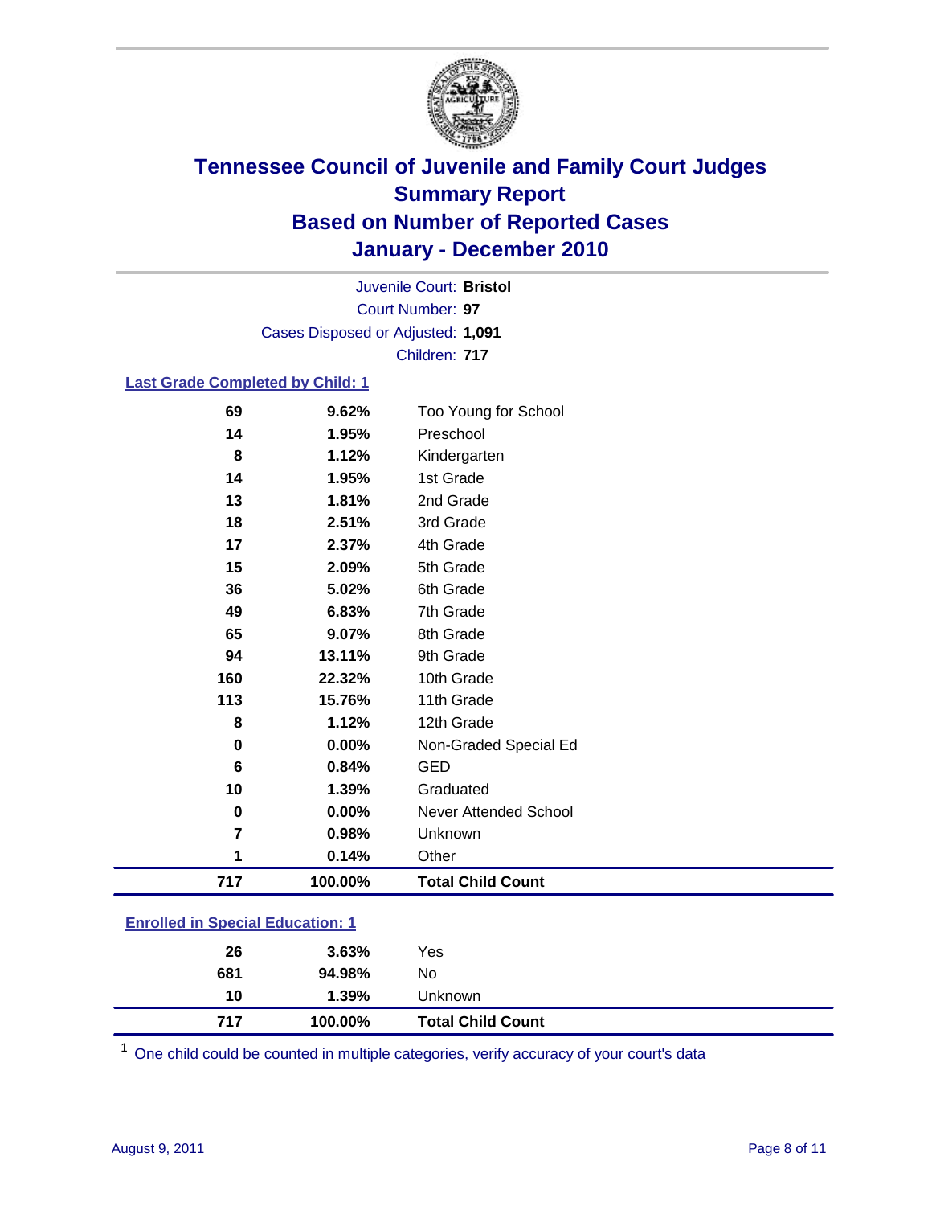# Tennessee Council of Juvenile and Family Court Judges
## Summary Report
## Based on Number of Reported Cases
## January - December 2010

Juvenile Court: **Bristol**
Court Number: **97**
Cases Disposed or Adjusted: **1,091**
Children: **717**

### Last Grade Completed by Child: 1

| Count | Percent | Category |
|---|---|---|
| 69 | 9.62% | Too Young for School |
| 14 | 1.95% | Preschool |
| 8 | 1.12% | Kindergarten |
| 14 | 1.95% | 1st Grade |
| 13 | 1.81% | 2nd Grade |
| 18 | 2.51% | 3rd Grade |
| 17 | 2.37% | 4th Grade |
| 15 | 2.09% | 5th Grade |
| 36 | 5.02% | 6th Grade |
| 49 | 6.83% | 7th Grade |
| 65 | 9.07% | 8th Grade |
| 94 | 13.11% | 9th Grade |
| 160 | 22.32% | 10th Grade |
| 113 | 15.76% | 11th Grade |
| 8 | 1.12% | 12th Grade |
| 0 | 0.00% | Non-Graded Special Ed |
| 6 | 0.84% | GED |
| 10 | 1.39% | Graduated |
| 0 | 0.00% | Never Attended School |
| 7 | 0.98% | Unknown |
| 1 | 0.14% | Other |
| **717** | **100.00%** | **Total Child Count** |

### Enrolled in Special Education: 1

| Count | Percent | Category |
|---|---|---|
| 26 | 3.63% | Yes |
| 681 | 94.98% | No |
| 10 | 1.39% | Unknown |
| **717** | **100.00%** | **Total Child Count** |

[1] One child could be counted in multiple categories, verify accuracy of your court's data

August 9, 2011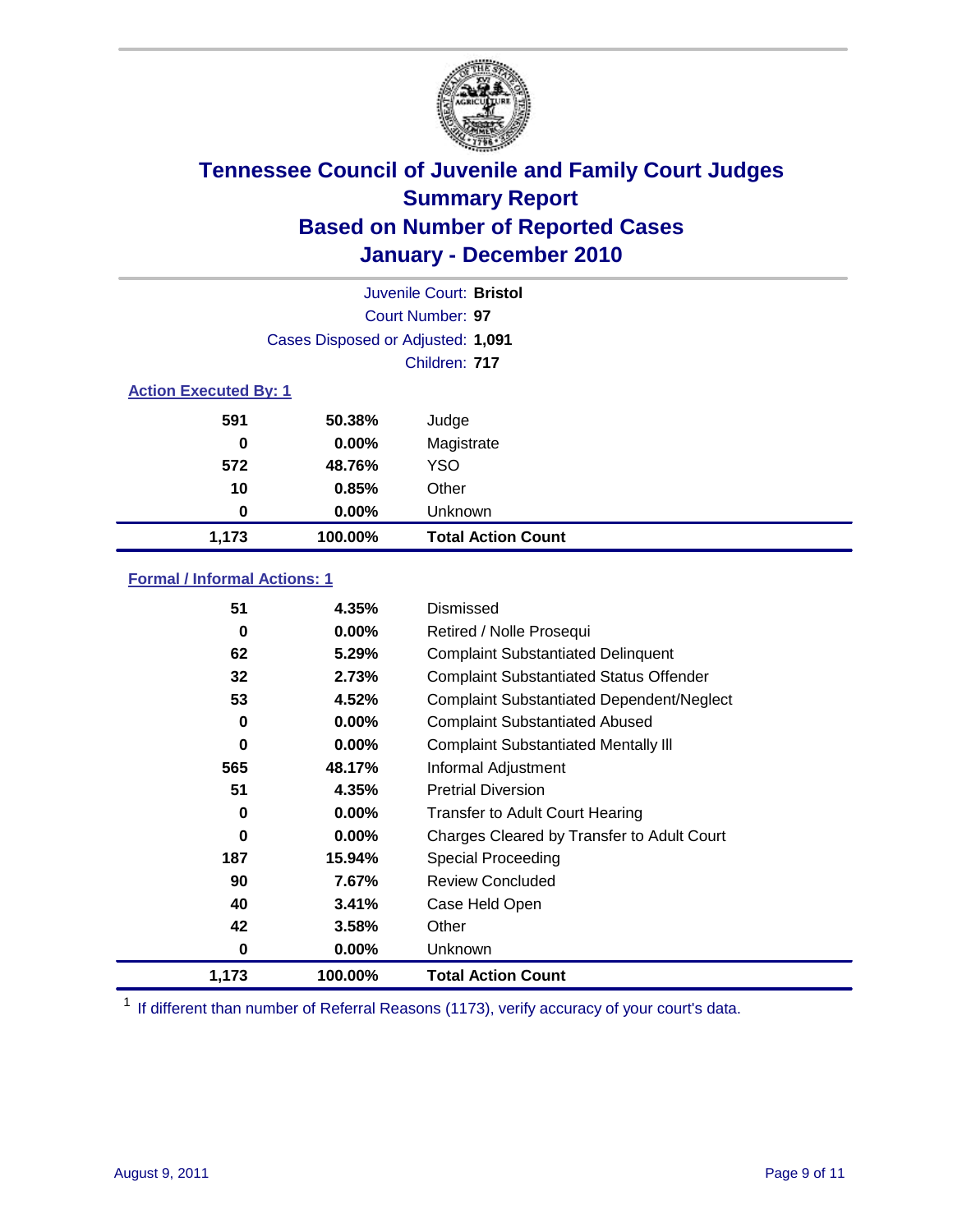# Tennessee Council of Juvenile and Family Court Judges
## Summary Report
## Based on Number of Reported Cases
## January - December 2010

Juvenile Court: **Bristol**
Court Number: **97**
Cases Disposed or Adjusted: **1,091**
Children: **717**

### Action Executed By: 1

| | | |
|---|---|---|
| 591 | 50.38% | Judge |
| 0 | 0.00% | Magistrate |
| 572 | 48.76% | YSO |
| 10 | 0.85% | Other |
| 0 | 0.00% | Unknown |
| **1,173** | **100.00%** | **Total Action Count** |

### Formal / Informal Actions: 1

| | | |
|---|---|---|
| 51 | 4.35% | Dismissed |
| 0 | 0.00% | Retired / Nolle Prosequi |
| 62 | 5.29% | Complaint Substantiated Delinquent |
| 32 | 2.73% | Complaint Substantiated Status Offender |
| 53 | 4.52% | Complaint Substantiated Dependent/Neglect |
| 0 | 0.00% | Complaint Substantiated Abused |
| 0 | 0.00% | Complaint Substantiated Mentally Ill |
| 565 | 48.17% | Informal Adjustment |
| 51 | 4.35% | Pretrial Diversion |
| 0 | 0.00% | Transfer to Adult Court Hearing |
| 0 | 0.00% | Charges Cleared by Transfer to Adult Court |
| 187 | 15.94% | Special Proceeding |
| 90 | 7.67% | Review Concluded |
| 40 | 3.41% | Case Held Open |
| 42 | 3.58% | Other |
| 0 | 0.00% | Unknown |
| **1,173** | **100.00%** | **Total Action Count** |

[1] If different than number of Referral Reasons (1173), verify accuracy of your court's data.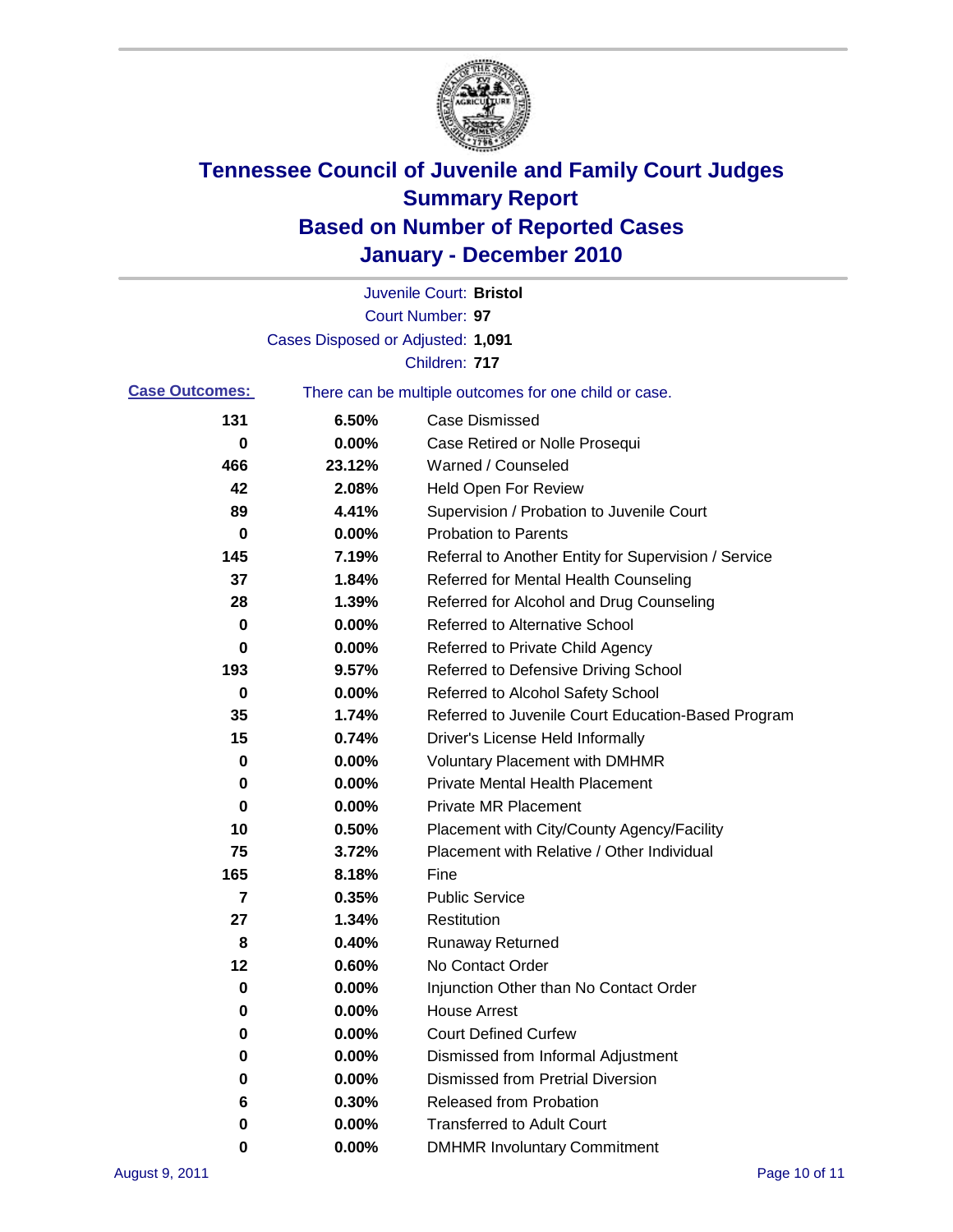# Tennessee Council of Juvenile and Family Court Judges
## Summary Report
## Based on Number of Reported Cases
## January - December 2010

Juvenile Court: **Bristol**

Court Number: **97**

Cases Disposed or Adjusted: **1,091**

Children: **717**

**Case Outcomes:** There can be multiple outcomes for one child or case.

| Count | Percent | Outcome |
|---|---|---|
| 131 | 6.50% | Case Dismissed |
| 0 | 0.00% | Case Retired or Nolle Prosequi |
| 466 | 23.12% | Warned / Counseled |
| 42 | 2.08% | Held Open For Review |
| 89 | 4.41% | Supervision / Probation to Juvenile Court |
| 0 | 0.00% | Probation to Parents |
| 145 | 7.19% | Referral to Another Entity for Supervision / Service |
| 37 | 1.84% | Referred for Mental Health Counseling |
| 28 | 1.39% | Referred for Alcohol and Drug Counseling |
| 0 | 0.00% | Referred to Alternative School |
| 0 | 0.00% | Referred to Private Child Agency |
| 193 | 9.57% | Referred to Defensive Driving School |
| 0 | 0.00% | Referred to Alcohol Safety School |
| 35 | 1.74% | Referred to Juvenile Court Education-Based Program |
| 15 | 0.74% | Driver's License Held Informally |
| 0 | 0.00% | Voluntary Placement with DMHMR |
| 0 | 0.00% | Private Mental Health Placement |
| 0 | 0.00% | Private MR Placement |
| 10 | 0.50% | Placement with City/County Agency/Facility |
| 75 | 3.72% | Placement with Relative / Other Individual |
| 165 | 8.18% | Fine |
| 7 | 0.35% | Public Service |
| 27 | 1.34% | Restitution |
| 8 | 0.40% | Runaway Returned |
| 12 | 0.60% | No Contact Order |
| 0 | 0.00% | Injunction Other than No Contact Order |
| 0 | 0.00% | House Arrest |
| 0 | 0.00% | Court Defined Curfew |
| 0 | 0.00% | Dismissed from Informal Adjustment |
| 0 | 0.00% | Dismissed from Pretrial Diversion |
| 6 | 0.30% | Released from Probation |
| 0 | 0.00% | Transferred to Adult Court |
| 0 | 0.00% | DMHMR Involuntary Commitment |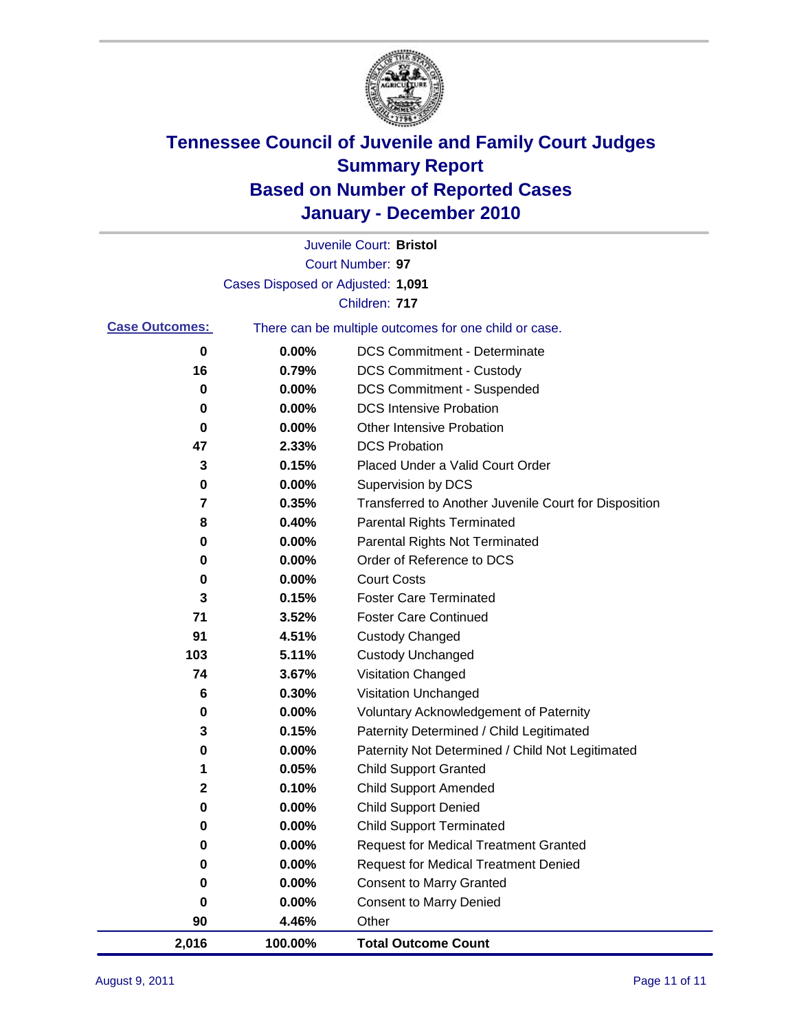# Tennessee Council of Juvenile and Family Court Judges
## Summary Report
## Based on Number of Reported Cases
## January - December 2010

Juvenile Court: **Bristol**

Court Number: **97**

Cases Disposed or Adjusted: **1,091**

Children: **717**

**Case Outcomes:** There can be multiple outcomes for one child or case.

| | | |
|---|---|---|
| 0 | 0.00% | DCS Commitment - Determinate |
| 16 | 0.79% | DCS Commitment - Custody |
| 0 | 0.00% | DCS Commitment - Suspended |
| 0 | 0.00% | DCS Intensive Probation |
| 0 | 0.00% | Other Intensive Probation |
| 47 | 2.33% | DCS Probation |
| 3 | 0.15% | Placed Under a Valid Court Order |
| 0 | 0.00% | Supervision by DCS |
| 7 | 0.35% | Transferred to Another Juvenile Court for Disposition |
| 8 | 0.40% | Parental Rights Terminated |
| 0 | 0.00% | Parental Rights Not Terminated |
| 0 | 0.00% | Order of Reference to DCS |
| 0 | 0.00% | Court Costs |
| 3 | 0.15% | Foster Care Terminated |
| 71 | 3.52% | Foster Care Continued |
| 91 | 4.51% | Custody Changed |
| 103 | 5.11% | Custody Unchanged |
| 74 | 3.67% | Visitation Changed |
| 6 | 0.30% | Visitation Unchanged |
| 0 | 0.00% | Voluntary Acknowledgement of Paternity |
| 3 | 0.15% | Paternity Determined / Child Legitimated |
| 0 | 0.00% | Paternity Not Determined / Child Not Legitimated |
| 1 | 0.05% | Child Support Granted |
| 2 | 0.10% | Child Support Amended |
| 0 | 0.00% | Child Support Denied |
| 0 | 0.00% | Child Support Terminated |
| 0 | 0.00% | Request for Medical Treatment Granted |
| 0 | 0.00% | Request for Medical Treatment Denied |
| 0 | 0.00% | Consent to Marry Granted |
| 0 | 0.00% | Consent to Marry Denied |
| 90 | 4.46% | Other |
| **2,016** | **100.00%** | **Total Outcome Count** |